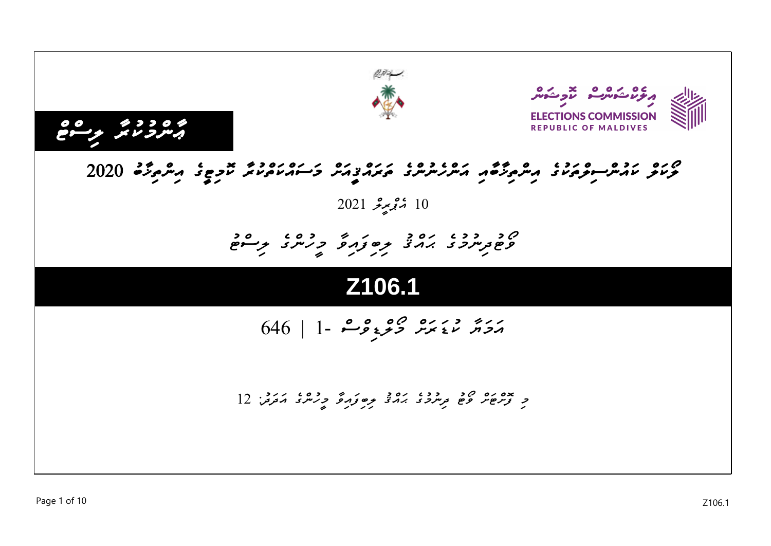ބިސްމިﷲ

އިލެކްޝަންސް ކޮމިޝަން
ELECTIONS COMMISSION
REPUBLIC OF MALDIVES

އަންދާޒާކުރި ލިސްޓު

# ލޯކަލް ކައުންސިލްތަކުގެ އިންތިޚާބާއި އަންހެނުންގެ ތަރައްޤީއަށް މަސައްކަތްކުރާ ކޮމިޓީގެ އިންތިޚާބު 2020

10 އޮކްޓޯބަރު 2021

ވޯޓުދިނުމުގެ ހައްޤު ލިބިފައިވާ މީހުންގެ ލިސްޓު

## Z106.1

އަލިފުށި ހުޅަނގު ވާޑުގެ ބޮޑު ފަރި ބުނަ -1 | 646

މި ފޮށްޓަށް ވޯޓު ދިނުމުގެ ހައްޤު ލިބިފައިވާ މީހުންގެ އަދަދު: 12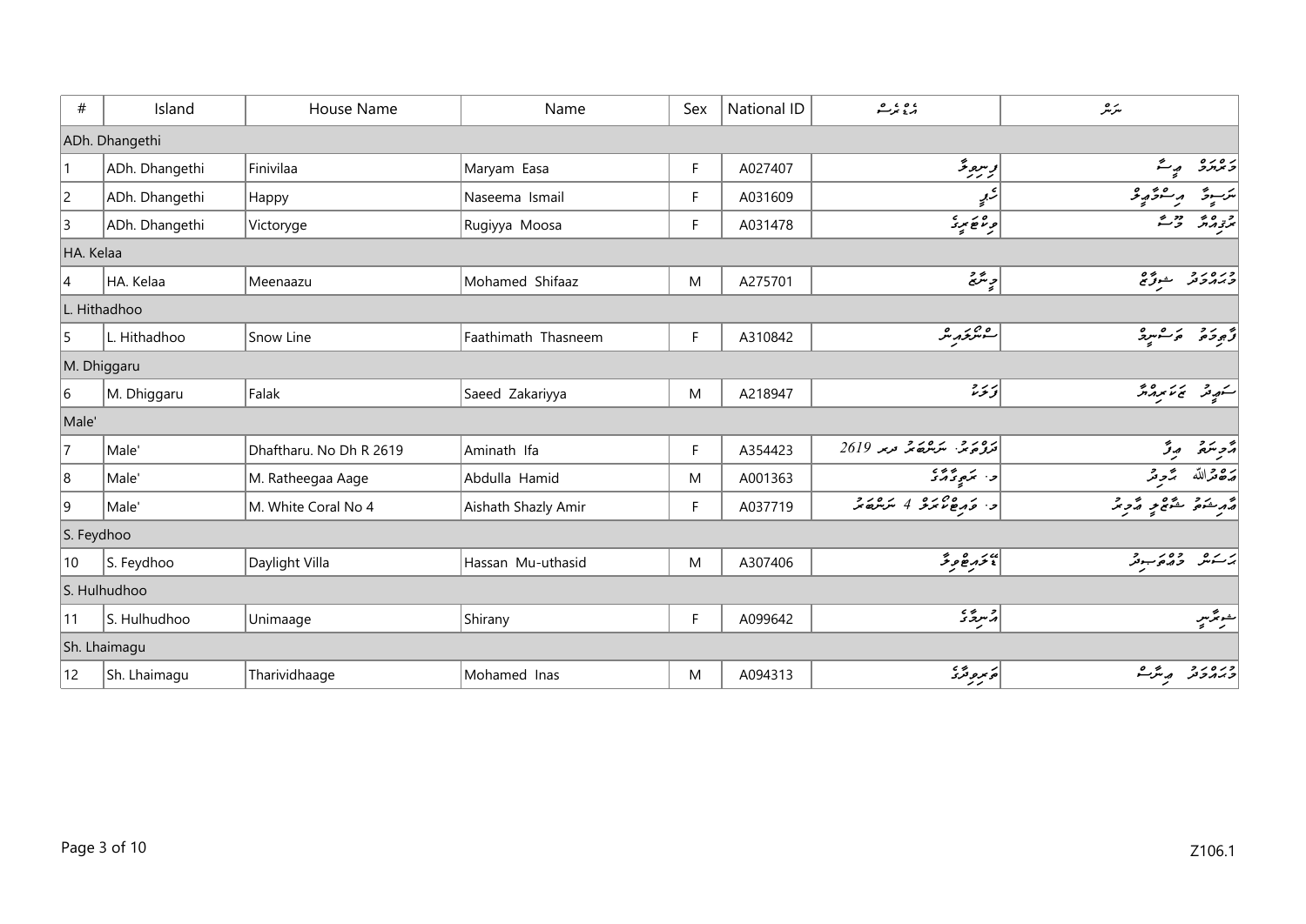| # | Island | House Name | Name | Sex | National ID | ގެއުގެ ނަން | ނަން |
|---|---|---|---|---|---|---|---|
| ADh. Dhangethi | | | | | | | |
| 1 | ADh. Dhangethi | Finivilaa | Maryam Easa | F | A027407 | ފިނިވިލާ | މަރްޔަމް ޢީސާ |
| 2 | ADh. Dhangethi | Happy | Naseema Ismail | F | A031609 | ހެޕީ | ނަސީމާ އިސްމާޢީލް |
| 3 | ADh. Dhangethi | Victoryge | Rugiyya Moosa | F | A031478 | ވިކްޓަރީގެ | ރުޤިއްޔާ މޫސާ |
| HA. Kelaa | | | | | | | |
| 4 | HA. Kelaa | Meenaazu | Mohamed Shifaaz | M | A275701 | މީނާޒު | މުޙައްމަދު ޝިފާޒު |
| L. Hithadhoo | | | | | | | |
| 5 | L. Hithadhoo | Snow Line | Faathimath Thasneem | F | A310842 | ސްނޯލައިން | ފާތިމަތު ތަސްނީމް |
| M. Dhiggaru | | | | | | | |
| 6 | M. Dhiggaru | Falak | Saeed Zakariyya | M | A218947 | ފަލަކު | ސައީދު ޒަކަރިއްޔާ |
| Male' | | | | | | | |
| 7 | Male' | Dhaftharu. No Dh R 2619 | Aminath Ifa | F | A354423 | ދަފްތަރު. ނަންބަރު ދރ 2619 | އާމިނަތު އިފާ |
| 8 | Male' | M. Ratheegaa Aage | Abdulla Hamid | M | A001363 | މ. ރަތީގާއާގެ | އަބްދުﷲ ހާމިދު |
| 9 | Male' | M. White Coral No 4 | Aishath Shazly Amir | F | A037719 | މ. ވައިޓްކޯރަލް 4 ނަންބަރު | އާއިޝަތު ޝާޒްލީ އާމިރު |
| S. Feydhoo | | | | | | | |
| 10 | S. Feydhoo | Daylight Villa | Hassan Mu-uthasid | M | A307406 | ޑޭލައިޓްވިލާ | ހަސަން މުއުތަސިދު |
| S. Hulhudhoo | | | | | | | |
| 11 | S. Hulhudhoo | Unimaage | Shirany | F | A099642 | އުނިމާގެ | ޝިރާނީ |
| Sh. Lhaimagu | | | | | | | |
| 12 | Sh. Lhaimagu | Tharividhaage | Mohamed Inas | M | A094313 | ތަރިވިދާގެ | މުޙައްމަދު އިނާސް |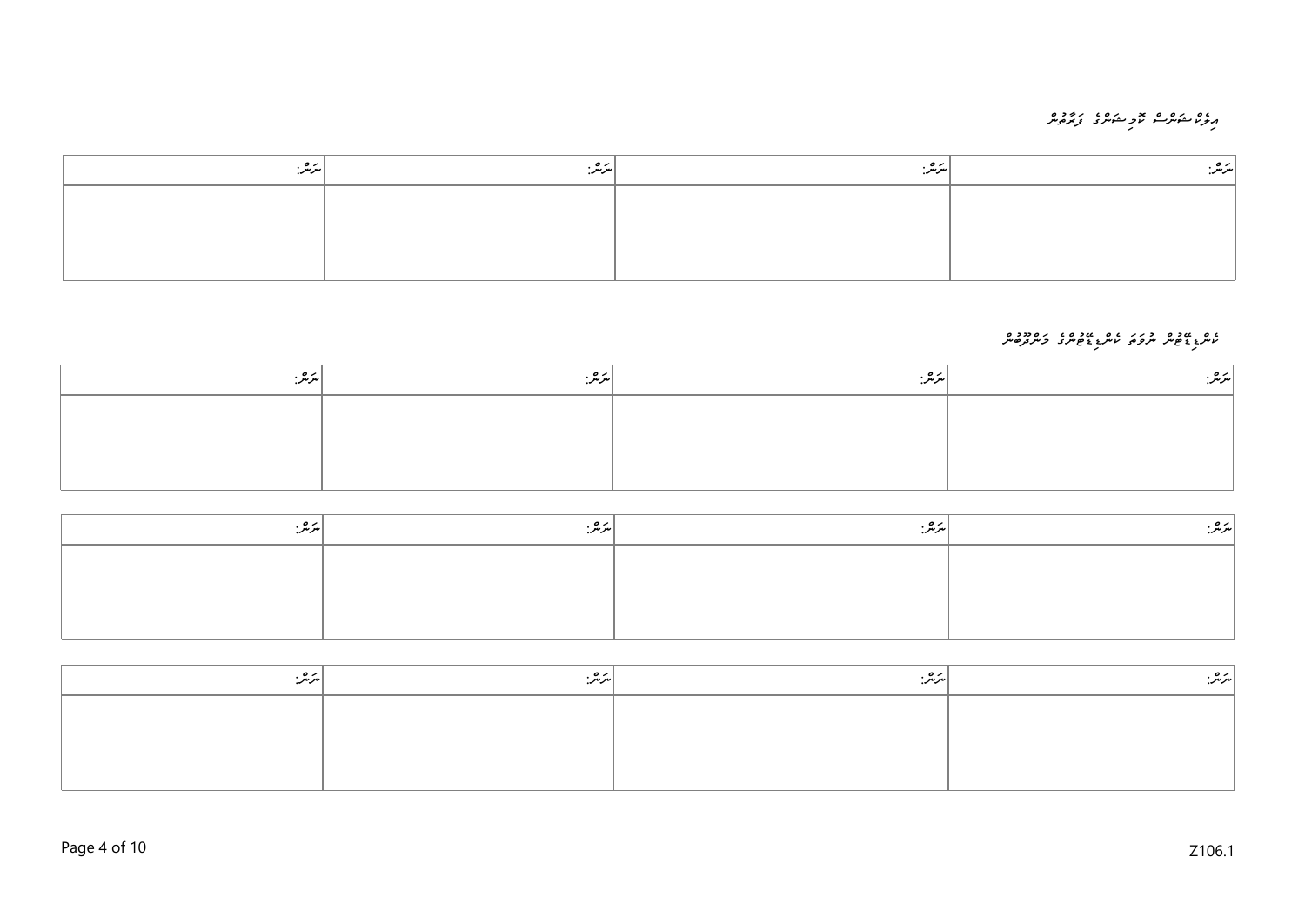# ދިވެހި ބަސް ބާނާ ފޯމު

| ނަން: | ނަން: | ނަން: | ނަން: |
|---|---|---|---|
| | | | |

## ކުރިއަށް ކުރެވުނު ތަރުތީބު ވަޒީފާ ކުރިއަށްއޮތް

| ނަން: | ނަން: | ނަން: | ނަން: |
|---|---|---|---|
| | | | |

| ނަން: | ނަން: | ނަން: | ނަން: |
|---|---|---|---|
| | | | |

| ނަން: | ނަން: | ނަން: | ނަން: |
|---|---|---|---|
| | | | |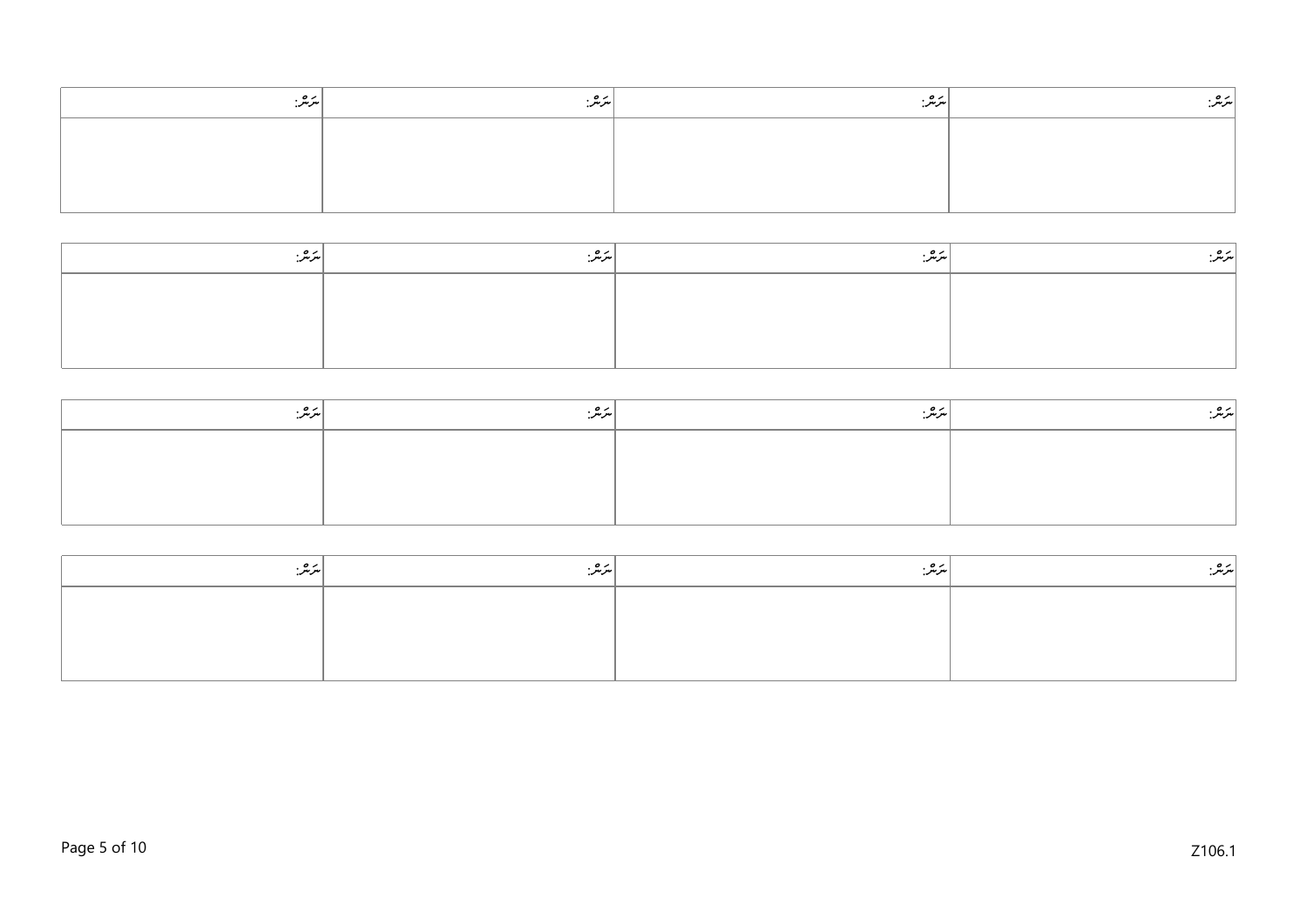| ނަރުދ: | ނަރުދ: | ނަރުދ: | ނަރުދ: |
| --- | --- | --- | --- |
| | | | |

| ނަރުދ: | ނަރުދ: | ނަރުދ: | ނަރުދ: |
| --- | --- | --- | --- |
| | | | |

| ނަރުދ: | ނަރުދ: | ނަރުދ: | ނަރުދ: |
| --- | --- | --- | --- |
| | | | |

| ނަރުދ: | ނަރުދ: | ނަރުދ: | ނަރުދ: |
| --- | --- | --- | --- |
| | | | |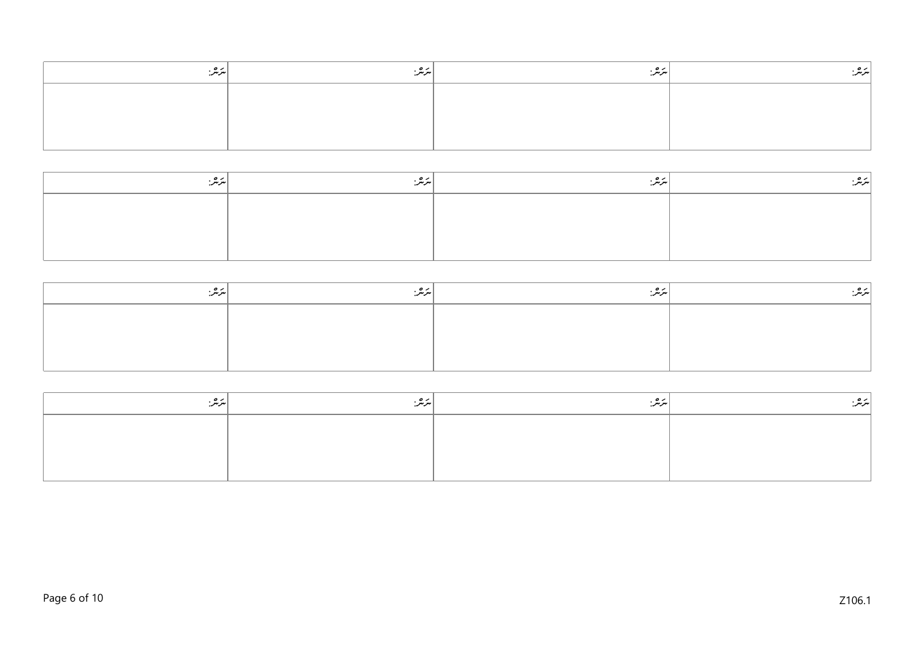| ނަންބަރ: | ނަންބަރ: | ނަންބަރ: | ނަންބަރ: |
|---|---|---|---|
| | | | |

| ނަންބަރ: | ނަންބަރ: | ނަންބަރ: | ނަންބަރ: |
|---|---|---|---|
| | | | |

| ނަންބަރ: | ނަންބަރ: | ނަންބަރ: | ނަންބަރ: |
|---|---|---|---|
| | | | |

| ނަންބަރ: | ނަންބަރ: | ނަންބަރ: | ނަންބަރ: |
|---|---|---|---|
| | | | |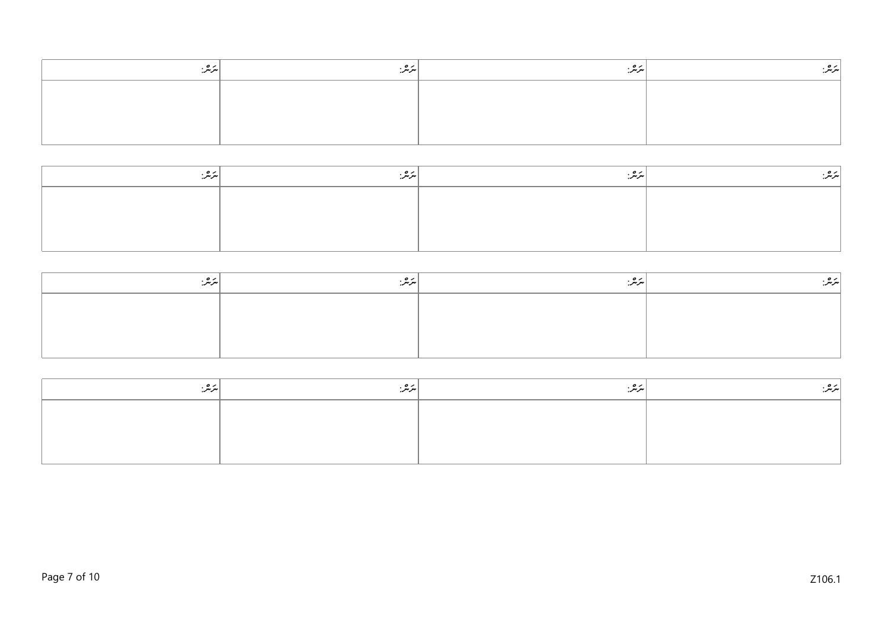| ނަރުދ: | ނަރުދ: | ނަރުދ: | ނަރުދ: |
| --- | --- | --- | --- |
| | | | |

| ނަރުދ: | ނަރުދ: | ނަރުދ: | ނަރުދ: |
| --- | --- | --- | --- |
| | | | |

| ނަރުދ: | ނަރުދ: | ނަރުދ: | ނަރުދ: |
| --- | --- | --- | --- |
| | | | |

| ނަރުދ: | ނަރުދ: | ނަރުދ: | ނަރުދ: |
| --- | --- | --- | --- |
| | | | |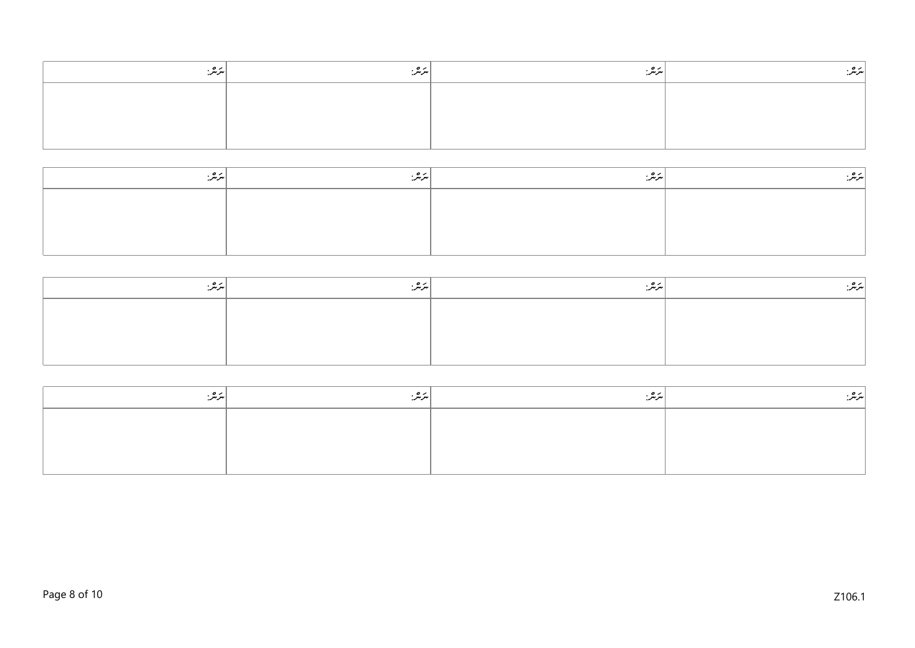| ނަރުދ: | ނަރުދ: | ނަރުދ: | ނަރުދ: |
| --- | --- | --- | --- |
| | | | |

| ނަރުދ: | ނަރުދ: | ނަރުދ: | ނަރުދ: |
| --- | --- | --- | --- |
| | | | |

| ނަރުދ: | ނަރުދ: | ނަރުދ: | ނަރުދ: |
| --- | --- | --- | --- |
| | | | |

| ނަރުދ: | ނަރުދ: | ނަރުދ: | ނަރުދ: |
| --- | --- | --- | --- |
| | | | |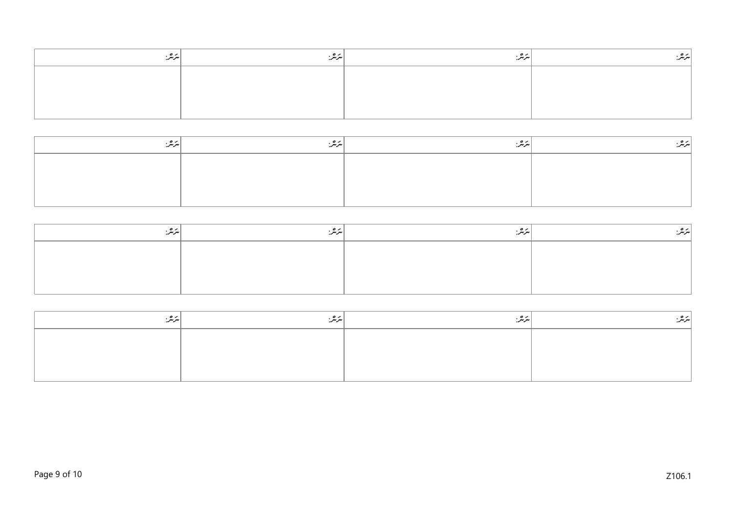| ނަންބަރު: | ނަންބަރު: | ނަންބަރު: | ނަންބަރު: |
| --- | --- | --- | --- |
| | | | |

| ނަންބަރު: | ނަންބަރު: | ނަންބަރު: | ނަންބަރު: |
| --- | --- | --- | --- |
| | | | |

| ނަންބަރު: | ނަންބަރު: | ނަންބަރު: | ނަންބަރު: |
| --- | --- | --- | --- |
| | | | |

| ނަންބަރު: | ނަންބަރު: | ނަންބަރު: | ނަންބަރު: |
| --- | --- | --- | --- |
| | | | |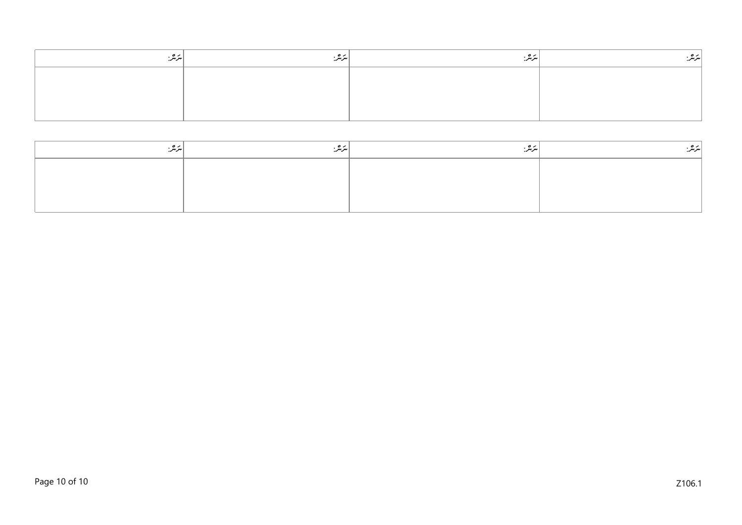| ާރާރ: | ާރާރ: | ާރާރ: | ާރާރ: |
|---|---|---|---|
| | | | |

| ާރާރ: | ާރާރ: | ާރާރ: | ާރާރ: |
|---|---|---|---|
| | | | |